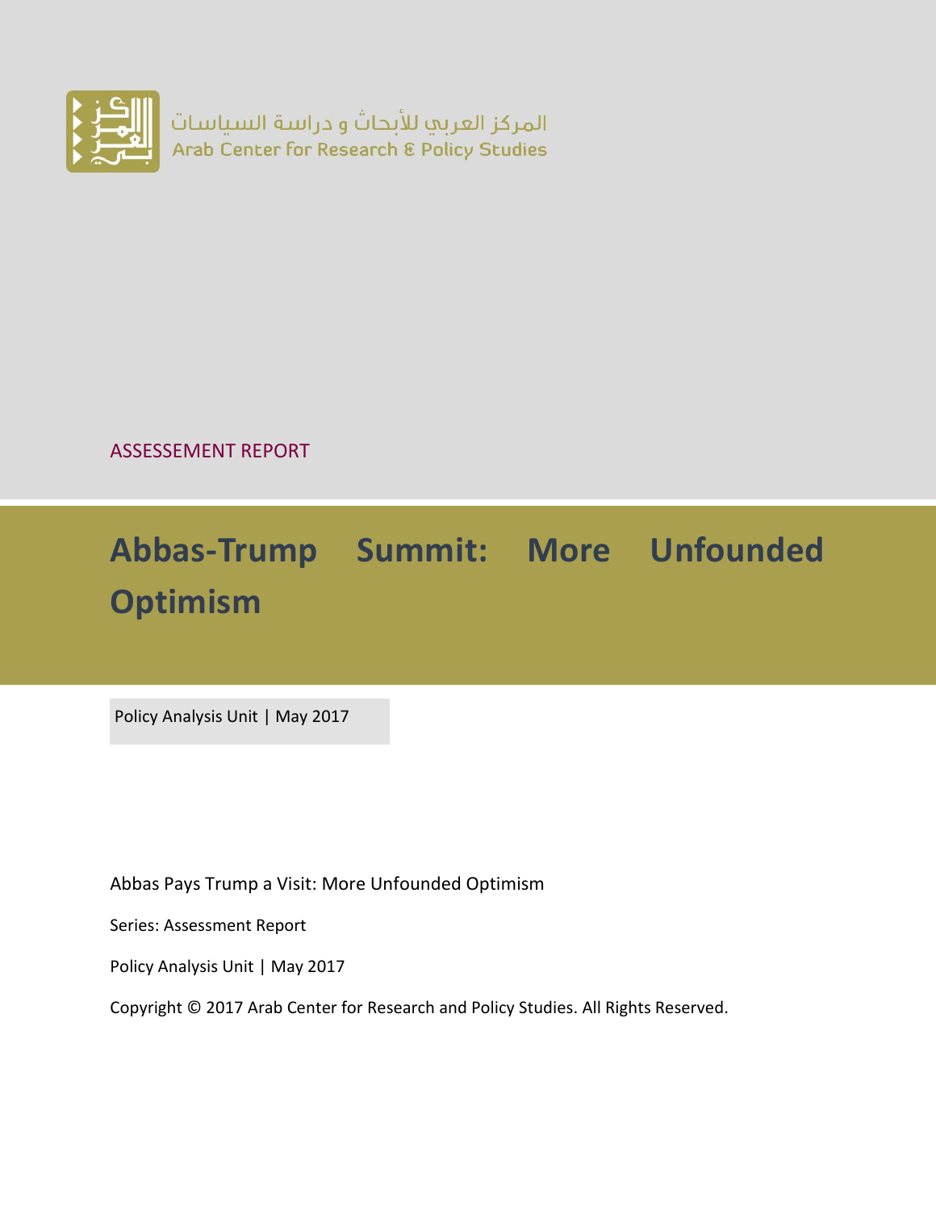المركز العربي للأبحاث و دراسة السياسات
Arab Center for Research & Policy Studies

ASSESSEMENT REPORT

# Abbas-Trump Summit: More Unfounded Optimism

Policy Analysis Unit | May 2017

Abbas Pays Trump a Visit: More Unfounded Optimism

Series: Assessment Report

Policy Analysis Unit | May 2017

Copyright © 2017 Arab Center for Research and Policy Studies. All Rights Reserved.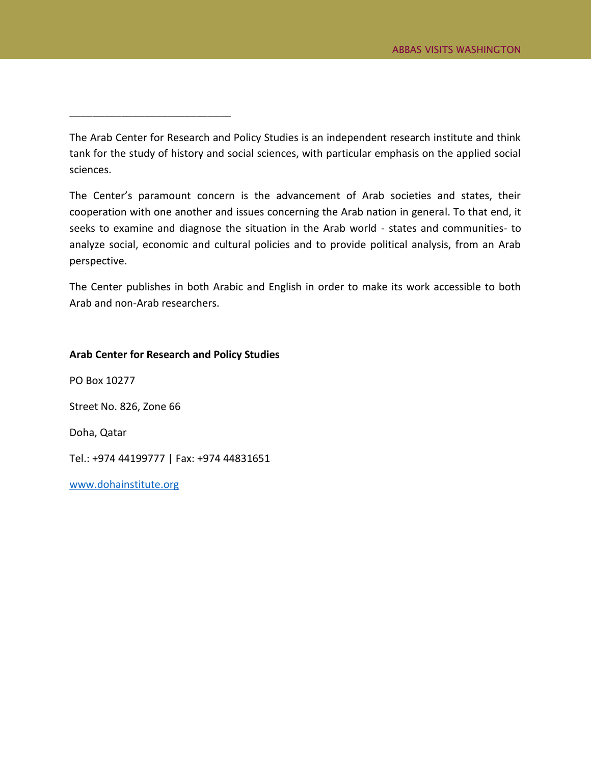The Arab Center for Research and Policy Studies is an independent research institute and think tank for the study of history and social sciences, with particular emphasis on the applied social sciences.

The Center's paramount concern is the advancement of Arab societies and states, their cooperation with one another and issues concerning the Arab nation in general. To that end, it seeks to examine and diagnose the situation in the Arab world - states and communities- to analyze social, economic and cultural policies and to provide political analysis, from an Arab perspective.

The Center publishes in both Arabic and English in order to make its work accessible to both Arab and non-Arab researchers.

**Arab Center for Research and Policy Studies**

PO Box 10277

Street No. 826, Zone 66

Doha, Qatar

Tel.: +974 44199777 | Fax: +974 44831651

www.dohainstitute.org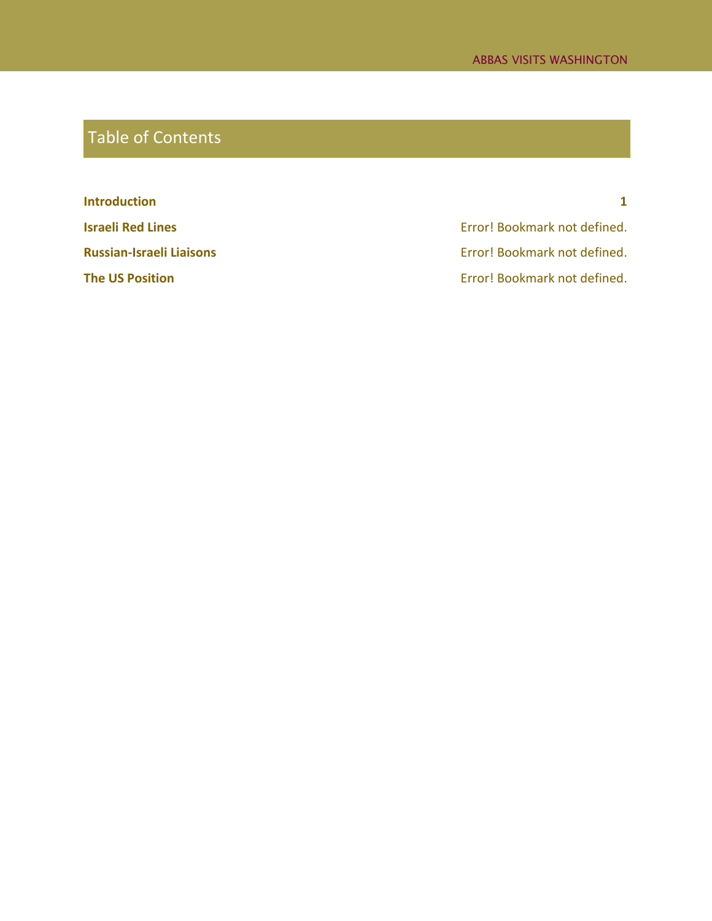# Table of Contents

**Introduction** **1**

**Israeli Red Lines** Error! Bookmark not defined.

**Russian-Israeli Liaisons** Error! Bookmark not defined.

**The US Position** Error! Bookmark not defined.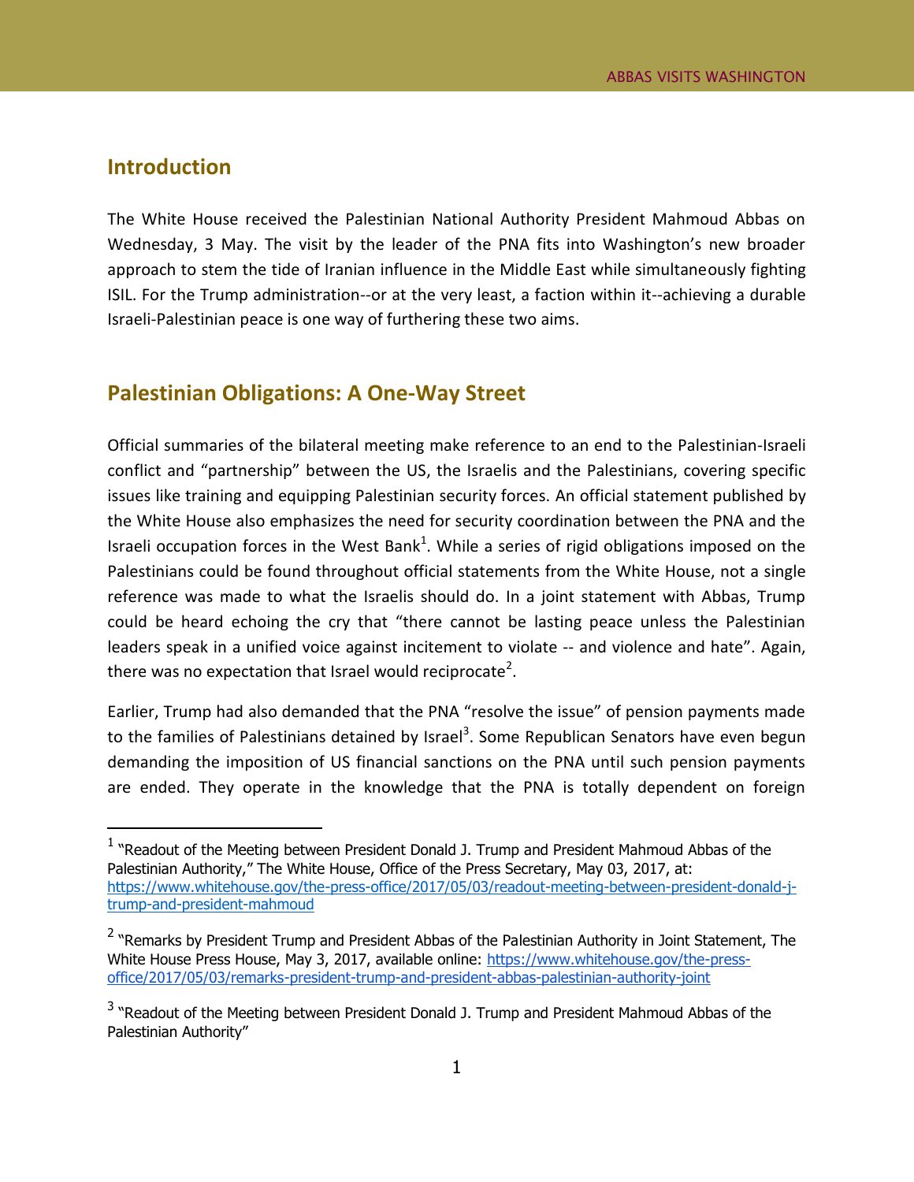## Introduction

The White House received the Palestinian National Authority President Mahmoud Abbas on Wednesday, 3 May. The visit by the leader of the PNA fits into Washington's new broader approach to stem the tide of Iranian influence in the Middle East while simultaneously fighting ISIL. For the Trump administration--or at the very least, a faction within it--achieving a durable Israeli-Palestinian peace is one way of furthering these two aims.

## Palestinian Obligations: A One-Way Street

Official summaries of the bilateral meeting make reference to an end to the Palestinian-Israeli conflict and "partnership" between the US, the Israelis and the Palestinians, covering specific issues like training and equipping Palestinian security forces. An official statement published by the White House also emphasizes the need for security coordination between the PNA and the Israeli occupation forces in the West Bank[1]. While a series of rigid obligations imposed on the Palestinians could be found throughout official statements from the White House, not a single reference was made to what the Israelis should do. In a joint statement with Abbas, Trump could be heard echoing the cry that "there cannot be lasting peace unless the Palestinian leaders speak in a unified voice against incitement to violate -- and violence and hate". Again, there was no expectation that Israel would reciprocate[2].

Earlier, Trump had also demanded that the PNA "resolve the issue" of pension payments made to the families of Palestinians detained by Israel[3]. Some Republican Senators have even begun demanding the imposition of US financial sanctions on the PNA until such pension payments are ended. They operate in the knowledge that the PNA is totally dependent on foreign

---

[1] "Readout of the Meeting between President Donald J. Trump and President Mahmoud Abbas of the Palestinian Authority," The White House, Office of the Press Secretary, May 03, 2017, at: https://www.whitehouse.gov/the-press-office/2017/05/03/readout-meeting-between-president-donald-j-trump-and-president-mahmoud

[2] "Remarks by President Trump and President Abbas of the Palestinian Authority in Joint Statement, The White House Press House, May 3, 2017, available online: https://www.whitehouse.gov/the-press-office/2017/05/03/remarks-president-trump-and-president-abbas-palestinian-authority-joint

[3] "Readout of the Meeting between President Donald J. Trump and President Mahmoud Abbas of the Palestinian Authority"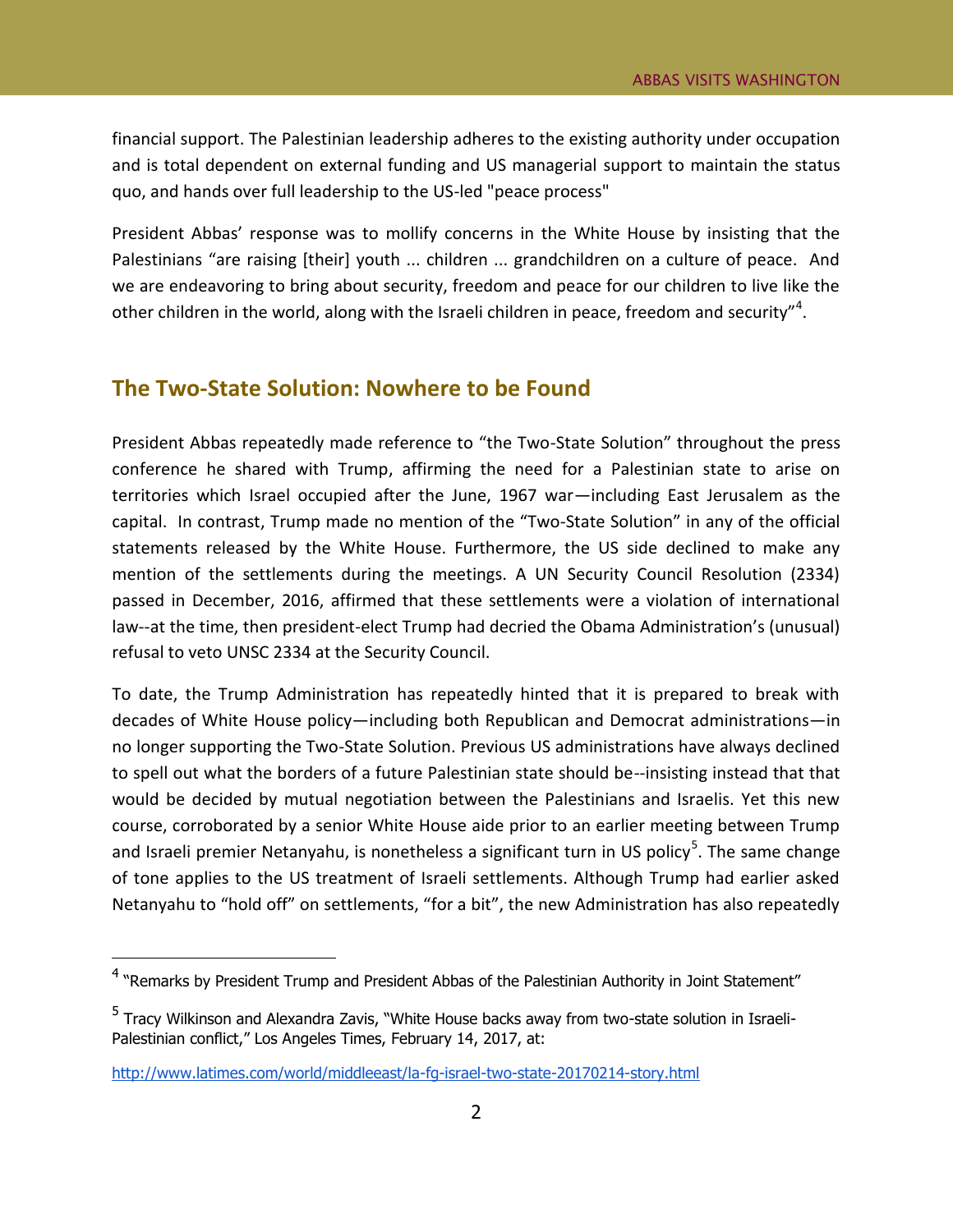financial support. The Palestinian leadership adheres to the existing authority under occupation and is total dependent on external funding and US managerial support to maintain the status quo, and hands over full leadership to the US-led "peace process"

President Abbas' response was to mollify concerns in the White House by insisting that the Palestinians "are raising [their] youth ... children ... grandchildren on a culture of peace. And we are endeavoring to bring about security, freedom and peace for our children to live like the other children in the world, along with the Israeli children in peace, freedom and security"[4].

## The Two-State Solution: Nowhere to be Found

President Abbas repeatedly made reference to "the Two-State Solution" throughout the press conference he shared with Trump, affirming the need for a Palestinian state to arise on territories which Israel occupied after the June, 1967 war—including East Jerusalem as the capital. In contrast, Trump made no mention of the "Two-State Solution" in any of the official statements released by the White House. Furthermore, the US side declined to make any mention of the settlements during the meetings. A UN Security Council Resolution (2334) passed in December, 2016, affirmed that these settlements were a violation of international law--at the time, then president-elect Trump had decried the Obama Administration's (unusual) refusal to veto UNSC 2334 at the Security Council.

To date, the Trump Administration has repeatedly hinted that it is prepared to break with decades of White House policy—including both Republican and Democrat administrations—in no longer supporting the Two-State Solution. Previous US administrations have always declined to spell out what the borders of a future Palestinian state should be--insisting instead that that would be decided by mutual negotiation between the Palestinians and Israelis. Yet this new course, corroborated by a senior White House aide prior to an earlier meeting between Trump and Israeli premier Netanyahu, is nonetheless a significant turn in US policy[5]. The same change of tone applies to the US treatment of Israeli settlements. Although Trump had earlier asked Netanyahu to "hold off" on settlements, "for a bit", the new Administration has also repeatedly

---

[4] "Remarks by President Trump and President Abbas of the Palestinian Authority in Joint Statement"

[5] Tracy Wilkinson and Alexandra Zavis, "White House backs away from two-state solution in Israeli-Palestinian conflict," Los Angeles Times, February 14, 2017, at:

http://www.latimes.com/world/middleeast/la-fg-israel-two-state-20170214-story.html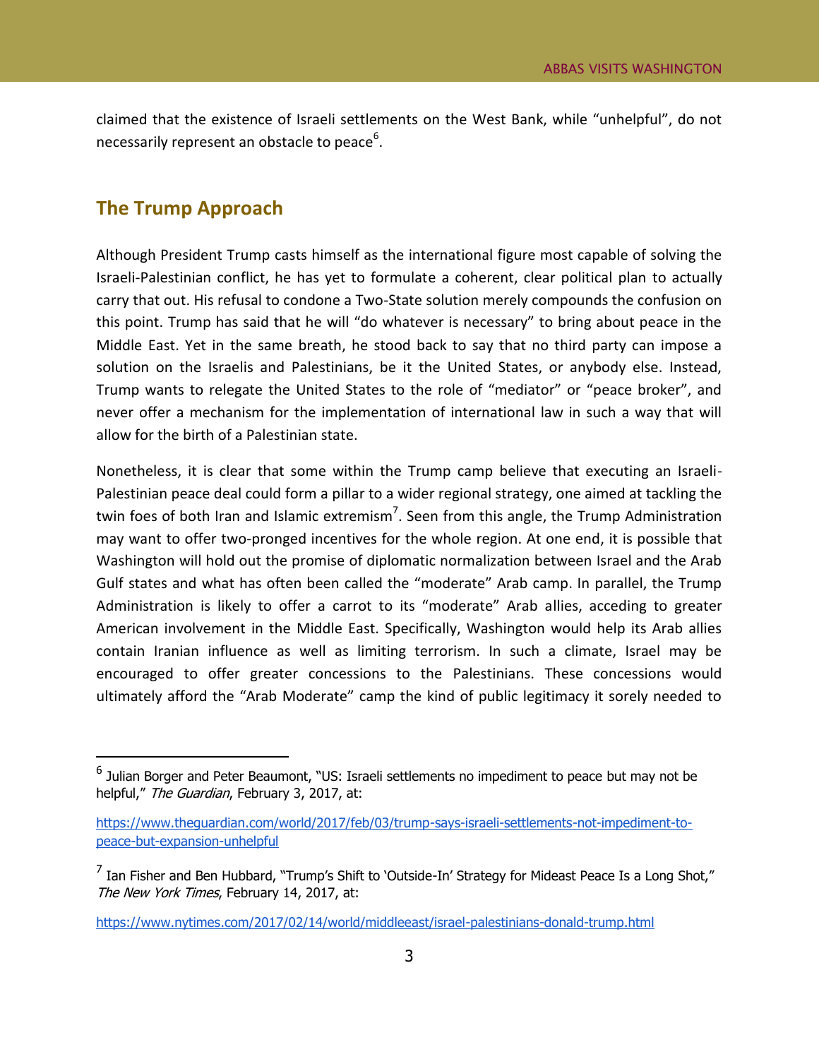claimed that the existence of Israeli settlements on the West Bank, while "unhelpful", do not necessarily represent an obstacle to peace[6].

## The Trump Approach

Although President Trump casts himself as the international figure most capable of solving the Israeli-Palestinian conflict, he has yet to formulate a coherent, clear political plan to actually carry that out. His refusal to condone a Two-State solution merely compounds the confusion on this point. Trump has said that he will "do whatever is necessary" to bring about peace in the Middle East. Yet in the same breath, he stood back to say that no third party can impose a solution on the Israelis and Palestinians, be it the United States, or anybody else. Instead, Trump wants to relegate the United States to the role of "mediator" or "peace broker", and never offer a mechanism for the implementation of international law in such a way that will allow for the birth of a Palestinian state.

Nonetheless, it is clear that some within the Trump camp believe that executing an Israeli-Palestinian peace deal could form a pillar to a wider regional strategy, one aimed at tackling the twin foes of both Iran and Islamic extremism[7]. Seen from this angle, the Trump Administration may want to offer two-pronged incentives for the whole region. At one end, it is possible that Washington will hold out the promise of diplomatic normalization between Israel and the Arab Gulf states and what has often been called the "moderate" Arab camp. In parallel, the Trump Administration is likely to offer a carrot to its "moderate" Arab allies, acceding to greater American involvement in the Middle East. Specifically, Washington would help its Arab allies contain Iranian influence as well as limiting terrorism. In such a climate, Israel may be encouraged to offer greater concessions to the Palestinians. These concessions would ultimately afford the "Arab Moderate" camp the kind of public legitimacy it sorely needed to

---

[6] Julian Borger and Peter Beaumont, "US: Israeli settlements no impediment to peace but may not be helpful," *The Guardian*, February 3, 2017, at:

https://www.theguardian.com/world/2017/feb/03/trump-says-israeli-settlements-not-impediment-to-peace-but-expansion-unhelpful

[7] Ian Fisher and Ben Hubbard, "Trump's Shift to 'Outside-In' Strategy for Mideast Peace Is a Long Shot," *The New York Times*, February 14, 2017, at:

https://www.nytimes.com/2017/02/14/world/middleeast/israel-palestinians-donald-trump.html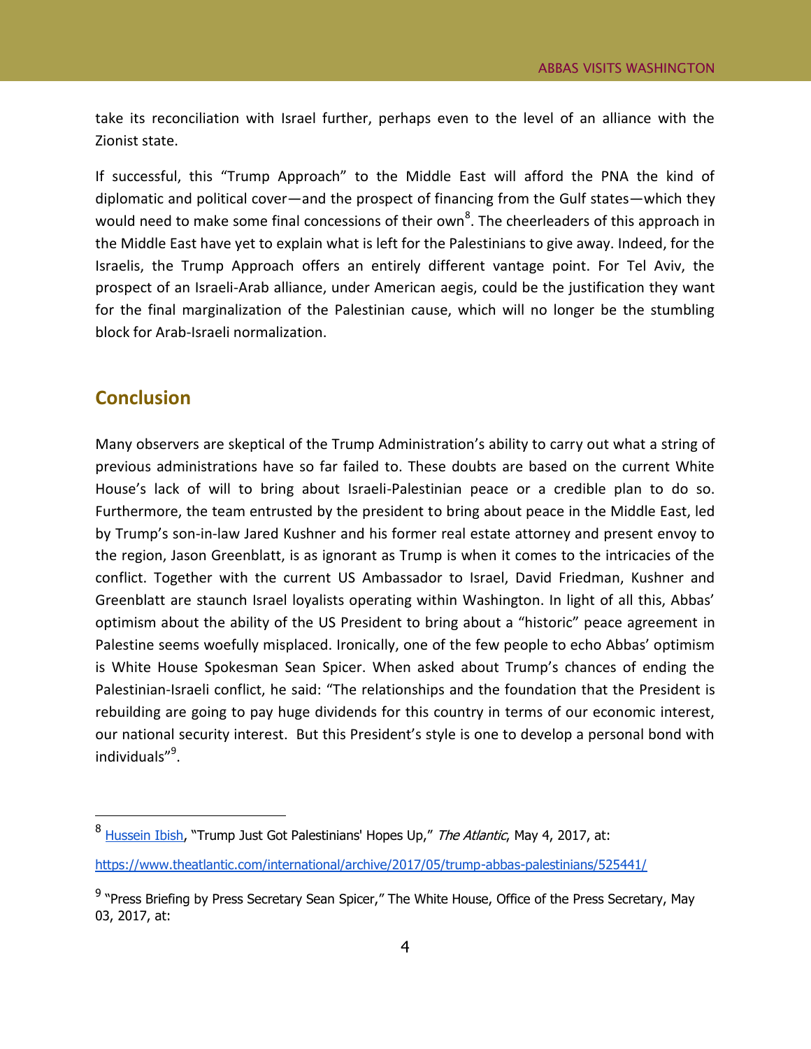take its reconciliation with Israel further, perhaps even to the level of an alliance with the Zionist state.

If successful, this "Trump Approach" to the Middle East will afford the PNA the kind of diplomatic and political cover—and the prospect of financing from the Gulf states—which they would need to make some final concessions of their own[8]. The cheerleaders of this approach in the Middle East have yet to explain what is left for the Palestinians to give away. Indeed, for the Israelis, the Trump Approach offers an entirely different vantage point. For Tel Aviv, the prospect of an Israeli-Arab alliance, under American aegis, could be the justification they want for the final marginalization of the Palestinian cause, which will no longer be the stumbling block for Arab-Israeli normalization.

## Conclusion

Many observers are skeptical of the Trump Administration's ability to carry out what a string of previous administrations have so far failed to. These doubts are based on the current White House's lack of will to bring about Israeli-Palestinian peace or a credible plan to do so. Furthermore, the team entrusted by the president to bring about peace in the Middle East, led by Trump's son-in-law Jared Kushner and his former real estate attorney and present envoy to the region, Jason Greenblatt, is as ignorant as Trump is when it comes to the intricacies of the conflict. Together with the current US Ambassador to Israel, David Friedman, Kushner and Greenblatt are staunch Israel loyalists operating within Washington. In light of all this, Abbas' optimism about the ability of the US President to bring about a "historic" peace agreement in Palestine seems woefully misplaced. Ironically, one of the few people to echo Abbas' optimism is White House Spokesman Sean Spicer. When asked about Trump's chances of ending the Palestinian-Israeli conflict, he said: "The relationships and the foundation that the President is rebuilding are going to pay huge dividends for this country in terms of our economic interest, our national security interest. But this President's style is one to develop a personal bond with individuals"[9].

---

[8] Hussein Ibish, "Trump Just Got Palestinians' Hopes Up," *The Atlantic*, May 4, 2017, at:

https://www.theatlantic.com/international/archive/2017/05/trump-abbas-palestinians/525441/

[9] "Press Briefing by Press Secretary Sean Spicer," The White House, Office of the Press Secretary, May 03, 2017, at: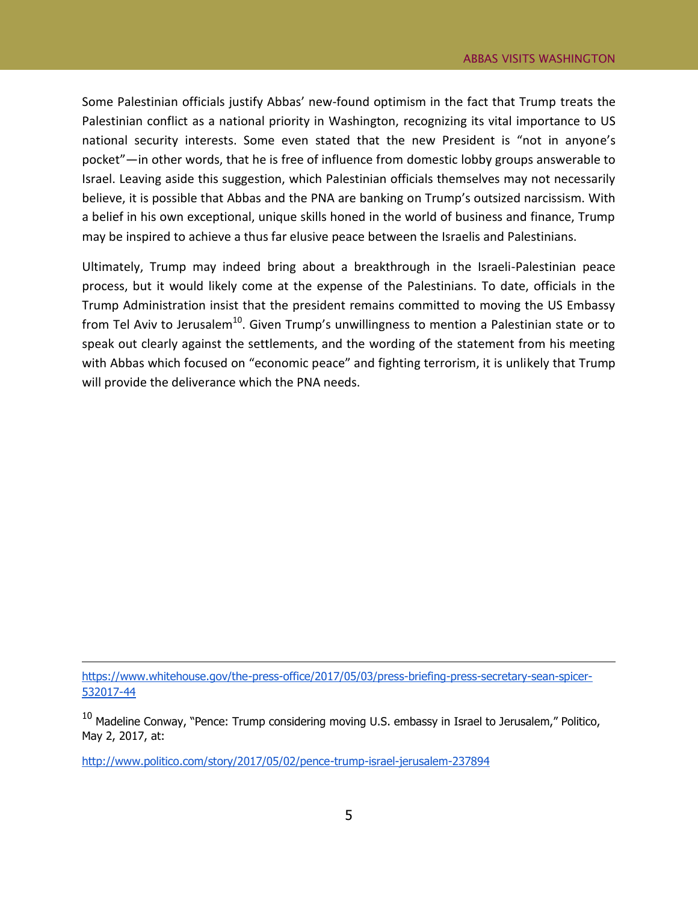Some Palestinian officials justify Abbas' new-found optimism in the fact that Trump treats the Palestinian conflict as a national priority in Washington, recognizing its vital importance to US national security interests. Some even stated that the new President is "not in anyone's pocket"—in other words, that he is free of influence from domestic lobby groups answerable to Israel. Leaving aside this suggestion, which Palestinian officials themselves may not necessarily believe, it is possible that Abbas and the PNA are banking on Trump's outsized narcissism. With a belief in his own exceptional, unique skills honed in the world of business and finance, Trump may be inspired to achieve a thus far elusive peace between the Israelis and Palestinians.

Ultimately, Trump may indeed bring about a breakthrough in the Israeli-Palestinian peace process, but it would likely come at the expense of the Palestinians. To date, officials in the Trump Administration insist that the president remains committed to moving the US Embassy from Tel Aviv to Jerusalem[10]. Given Trump's unwillingness to mention a Palestinian state or to speak out clearly against the settlements, and the wording of the statement from his meeting with Abbas which focused on "economic peace" and fighting terrorism, it is unlikely that Trump will provide the deliverance which the PNA needs.

---

https://www.whitehouse.gov/the-press-office/2017/05/03/press-briefing-press-secretary-sean-spicer-532017-44

[10] Madeline Conway, "Pence: Trump considering moving U.S. embassy in Israel to Jerusalem," Politico, May 2, 2017, at:

http://www.politico.com/story/2017/05/02/pence-trump-israel-jerusalem-237894